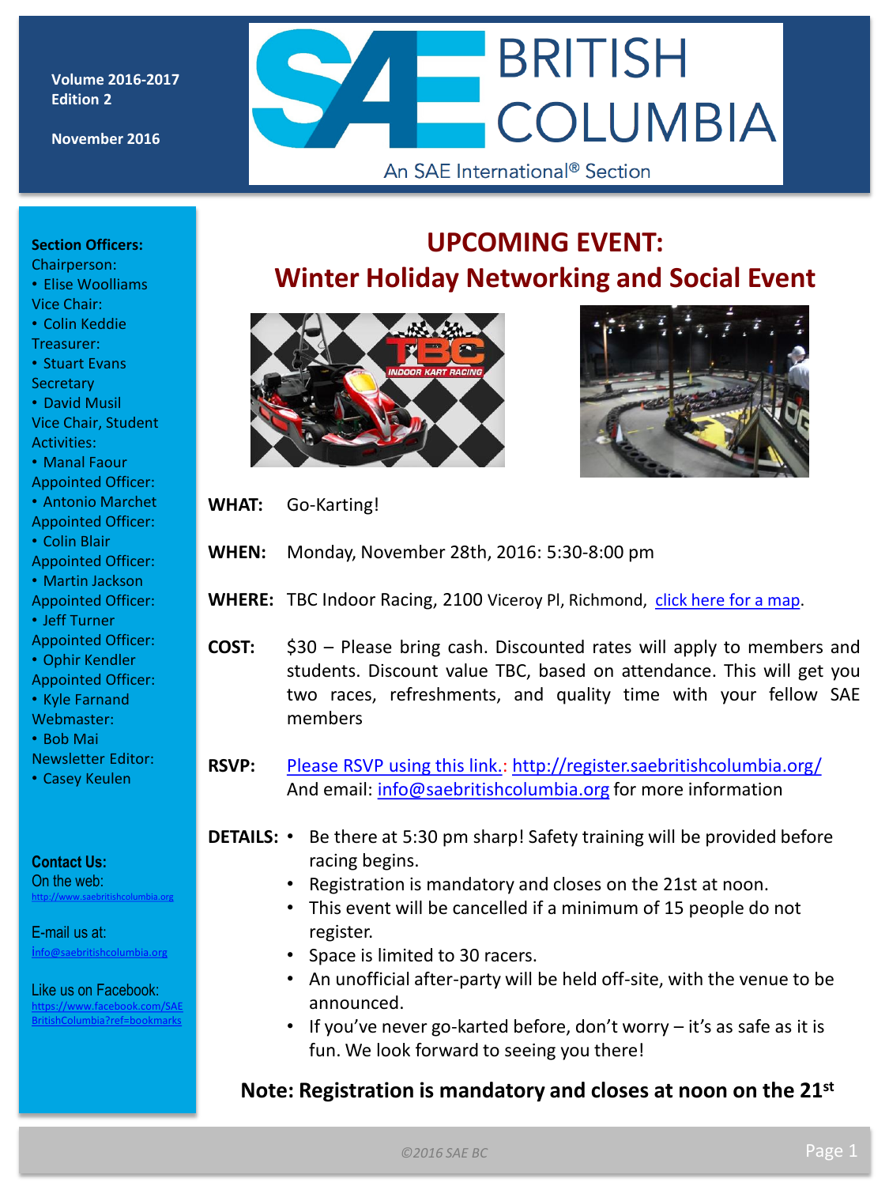Volume 2016-2017
Edition 2

November 2016

# SAE BRITISH COLUMBIA

An SAE International® Section

**Section Officers:**

Chairperson:
- Elise Woolliams

Vice Chair:
- Colin Keddie

Treasurer:
- Stuart Evans

Secretary
- David Musil

Vice Chair, Student Activities:
- Manal Faour

Appointed Officer:
- Antonio Marchet

Appointed Officer:
- Colin Blair

Appointed Officer:
- Martin Jackson

Appointed Officer:
- Jeff Turner

Appointed Officer:
- Ophir Kendler

Appointed Officer:
- Kyle Farnand

Webmaster:
- Bob Mai

Newsletter Editor:
- Casey Keulen

**Contact Us:**

On the web:
http://www.saebritishcolumbia.org

E-mail us at:
info@saebritishcolumbia.org

Like us on Facebook:
https://www.facebook.com/SAEBritishColumbia?ref=bookmarks

## UPCOMING EVENT:
## Winter Holiday Networking and Social Event

**WHAT:** Go-Karting!

**WHEN:** Monday, November 28th, 2016: 5:30-8:00 pm

**WHERE:** TBC Indoor Racing, 2100 Viceroy Pl, Richmond, click here for a map.

**COST:** $30 – Please bring cash. Discounted rates will apply to members and students. Discount value TBC, based on attendance. This will get you two races, refreshments, and quality time with your fellow SAE members

**RSVP:** Please RSVP using this link.: http://register.saebritishcolumbia.org/
And email: info@saebritishcolumbia.org for more information

**DETAILS:**
- Be there at 5:30 pm sharp! Safety training will be provided before racing begins.
- Registration is mandatory and closes on the 21st at noon.
- This event will be cancelled if a minimum of 15 people do not register.
- Space is limited to 30 racers.
- An unofficial after-party will be held off-site, with the venue to be announced.
- If you've never go-karted before, don't worry – it's as safe as it is fun. We look forward to seeing you there!

**Note: Registration is mandatory and closes at noon on the 21st**

©2016 SAE BC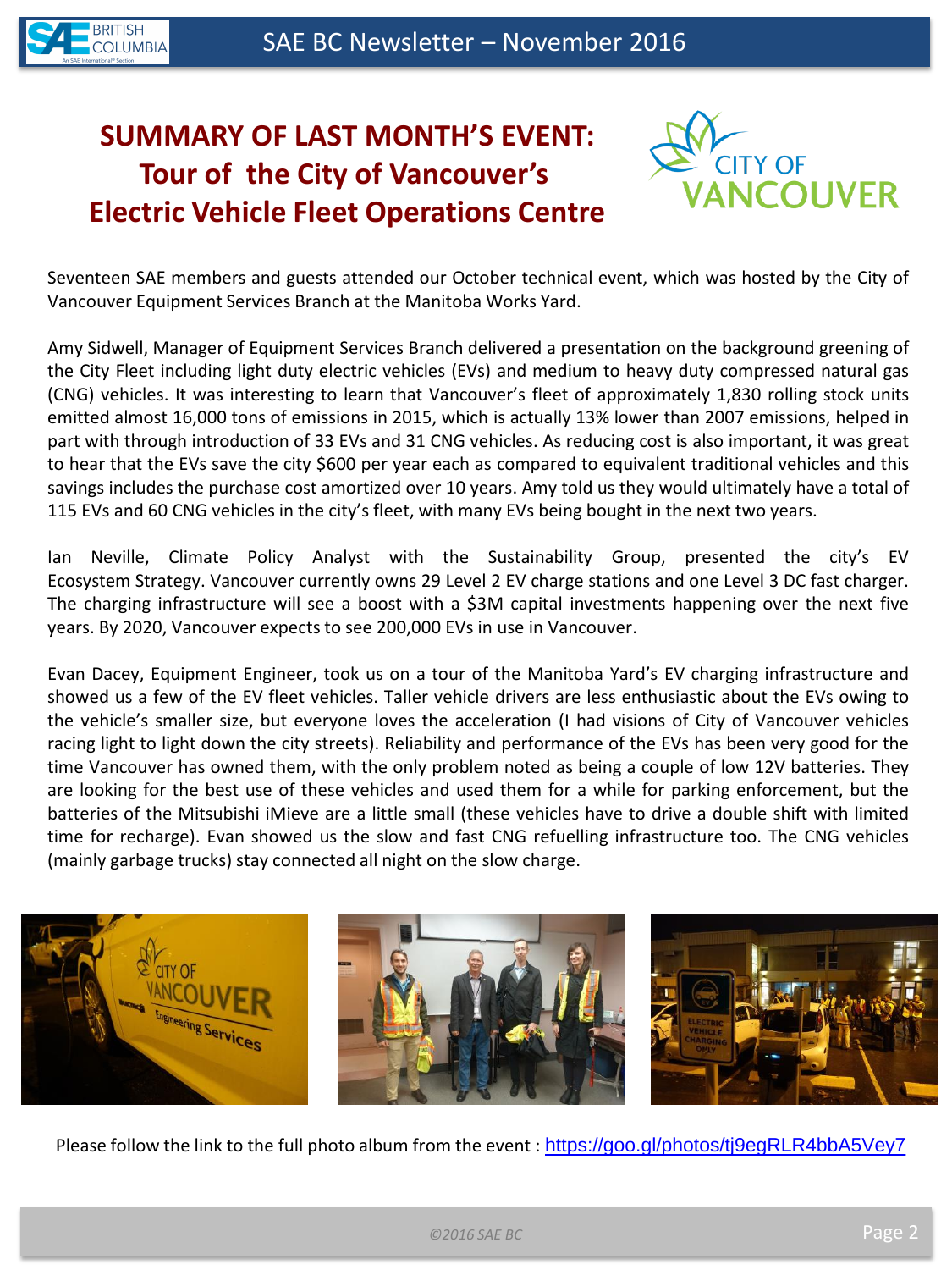# SUMMARY OF LAST MONTH'S EVENT: Tour of the City of Vancouver's Electric Vehicle Fleet Operations Centre

Seventeen SAE members and guests attended our October technical event, which was hosted by the City of Vancouver Equipment Services Branch at the Manitoba Works Yard.

Amy Sidwell, Manager of Equipment Services Branch delivered a presentation on the background greening of the City Fleet including light duty electric vehicles (EVs) and medium to heavy duty compressed natural gas (CNG) vehicles. It was interesting to learn that Vancouver's fleet of approximately 1,830 rolling stock units emitted almost 16,000 tons of emissions in 2015, which is actually 13% lower than 2007 emissions, helped in part with through introduction of 33 EVs and 31 CNG vehicles. As reducing cost is also important, it was great to hear that the EVs save the city $600 per year each as compared to equivalent traditional vehicles and this savings includes the purchase cost amortized over 10 years. Amy told us they would ultimately have a total of 115 EVs and 60 CNG vehicles in the city's fleet, with many EVs being bought in the next two years.

Ian Neville, Climate Policy Analyst with the Sustainability Group, presented the city's EV Ecosystem Strategy. Vancouver currently owns 29 Level 2 EV charge stations and one Level 3 DC fast charger. The charging infrastructure will see a boost with a $3M capital investments happening over the next five years. By 2020, Vancouver expects to see 200,000 EVs in use in Vancouver.

Evan Dacey, Equipment Engineer, took us on a tour of the Manitoba Yard's EV charging infrastructure and showed us a few of the EV fleet vehicles. Taller vehicle drivers are less enthusiastic about the EVs owing to the vehicle's smaller size, but everyone loves the acceleration (I had visions of City of Vancouver vehicles racing light to light down the city streets). Reliability and performance of the EVs has been very good for the time Vancouver has owned them, with the only problem noted as being a couple of low 12V batteries. They are looking for the best use of these vehicles and used them for a while for parking enforcement, but the batteries of the Mitsubishi iMieve are a little small (these vehicles have to drive a double shift with limited time for recharge). Evan showed us the slow and fast CNG refuelling infrastructure too. The CNG vehicles (mainly garbage trucks) stay connected all night on the slow charge.

Please follow the link to the full photo album from the event : https://goo.gl/photos/tj9egRLR4bbA5Vey7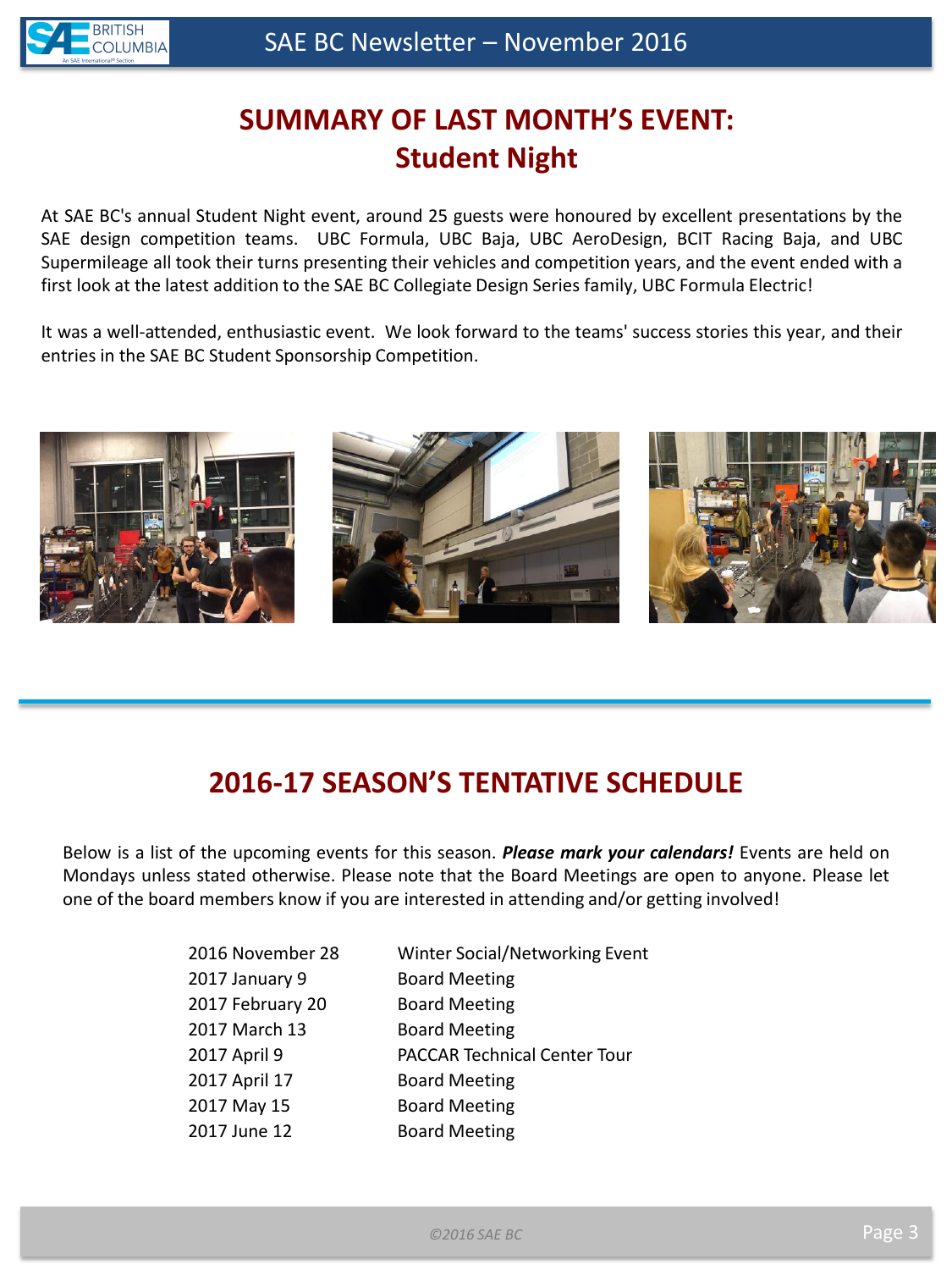# SUMMARY OF LAST MONTH'S EVENT: Student Night

At SAE BC's annual Student Night event, around 25 guests were honoured by excellent presentations by the SAE design competition teams. UBC Formula, UBC Baja, UBC AeroDesign, BCIT Racing Baja, and UBC Supermileage all took their turns presenting their vehicles and competition years, and the event ended with a first look at the latest addition to the SAE BC Collegiate Design Series family, UBC Formula Electric!

It was a well-attended, enthusiastic event. We look forward to the teams' success stories this year, and their entries in the SAE BC Student Sponsorship Competition.

# 2016-17 SEASON'S TENTATIVE SCHEDULE

Below is a list of the upcoming events for this season. ***Please mark your calendars!*** Events are held on Mondays unless stated otherwise. Please note that the Board Meetings are open to anyone. Please let one of the board members know if you are interested in attending and/or getting involved!

| Date | Event |
| --- | --- |
| 2016 November 28 | Winter Social/Networking Event |
| 2017 January 9 | Board Meeting |
| 2017 February 20 | Board Meeting |
| 2017 March 13 | Board Meeting |
| 2017 April 9 | PACCAR Technical Center Tour |
| 2017 April 17 | Board Meeting |
| 2017 May 15 | Board Meeting |
| 2017 June 12 | Board Meeting |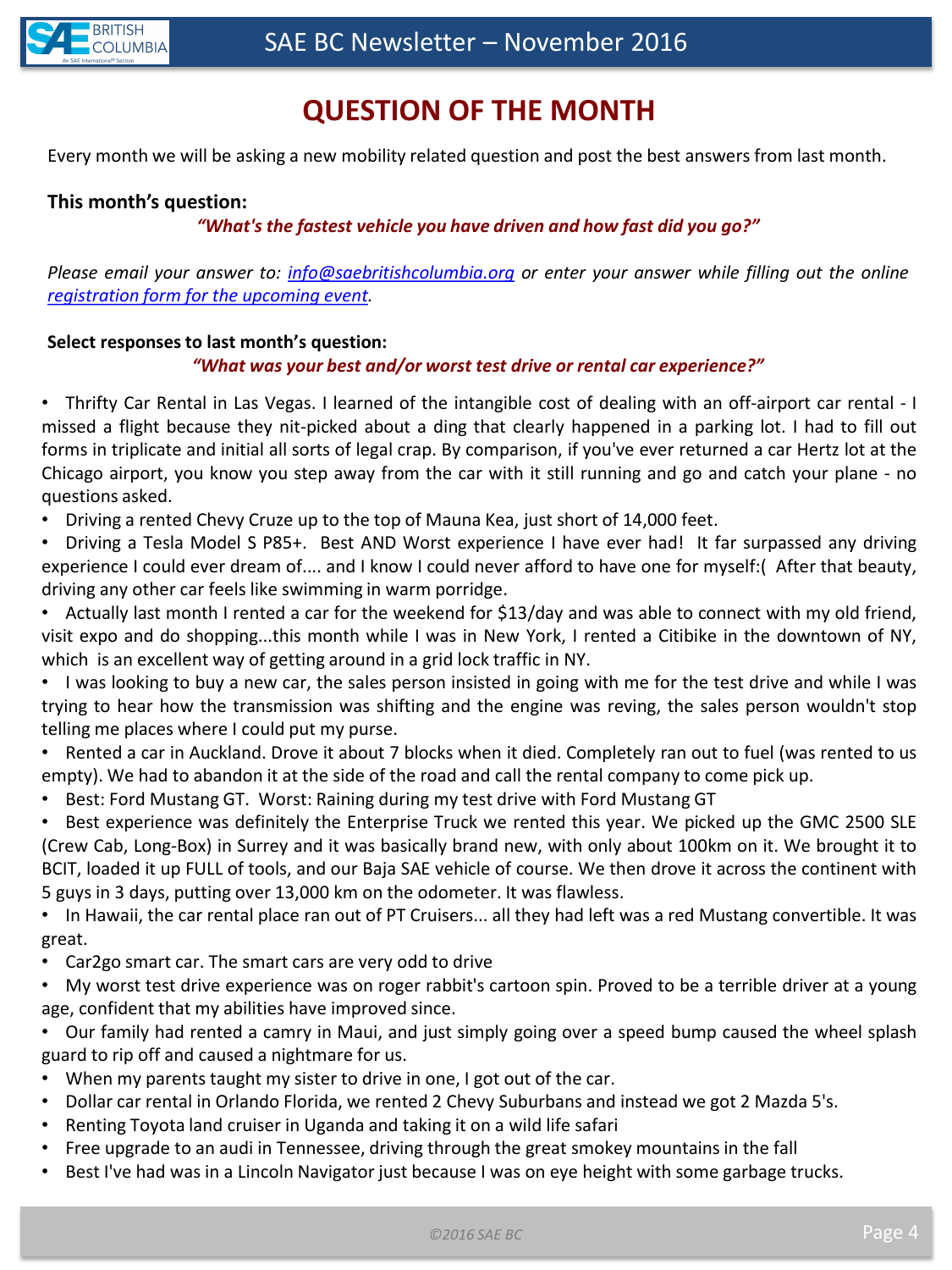# QUESTION OF THE MONTH

Every month we will be asking a new mobility related question and post the best answers from last month.

**This month's question:**

***"What's the fastest vehicle you have driven and how fast did you go?"***

*Please email your answer to: [info@saebritishcolumbia.org](mailto:info@saebritishcolumbia.org) or enter your answer while filling out the online [registration form for the upcoming event](#).*

**Select responses to last month's question:**

***"What was your best and/or worst test drive or rental car experience?"***

- Thrifty Car Rental in Las Vegas. I learned of the intangible cost of dealing with an off-airport car rental - I missed a flight because they nit-picked about a ding that clearly happened in a parking lot. I had to fill out forms in triplicate and initial all sorts of legal crap. By comparison, if you've ever returned a car Hertz lot at the Chicago airport, you know you step away from the car with it still running and go and catch your plane - no questions asked.
- Driving a rented Chevy Cruze up to the top of Mauna Kea, just short of 14,000 feet.
- Driving a Tesla Model S P85+. Best AND Worst experience I have ever had! It far surpassed any driving experience I could ever dream of.... and I know I could never afford to have one for myself:( After that beauty, driving any other car feels like swimming in warm porridge.
- Actually last month I rented a car for the weekend for $13/day and was able to connect with my old friend, visit expo and do shopping...this month while I was in New York, I rented a Citibike in the downtown of NY, which is an excellent way of getting around in a grid lock traffic in NY.
- I was looking to buy a new car, the sales person insisted in going with me for the test drive and while I was trying to hear how the transmission was shifting and the engine was reving, the sales person wouldn't stop telling me places where I could put my purse.
- Rented a car in Auckland. Drove it about 7 blocks when it died. Completely ran out to fuel (was rented to us empty). We had to abandon it at the side of the road and call the rental company to come pick up.
- Best: Ford Mustang GT. Worst: Raining during my test drive with Ford Mustang GT
- Best experience was definitely the Enterprise Truck we rented this year. We picked up the GMC 2500 SLE (Crew Cab, Long-Box) in Surrey and it was basically brand new, with only about 100km on it. We brought it to BCIT, loaded it up FULL of tools, and our Baja SAE vehicle of course. We then drove it across the continent with 5 guys in 3 days, putting over 13,000 km on the odometer. It was flawless.
- In Hawaii, the car rental place ran out of PT Cruisers... all they had left was a red Mustang convertible. It was great.
- Car2go smart car. The smart cars are very odd to drive
- My worst test drive experience was on roger rabbit's cartoon spin. Proved to be a terrible driver at a young age, confident that my abilities have improved since.
- Our family had rented a camry in Maui, and just simply going over a speed bump caused the wheel splash guard to rip off and caused a nightmare for us.
- When my parents taught my sister to drive in one, I got out of the car.
- Dollar car rental in Orlando Florida, we rented 2 Chevy Suburbans and instead we got 2 Mazda 5's.
- Renting Toyota land cruiser in Uganda and taking it on a wild life safari
- Free upgrade to an audi in Tennessee, driving through the great smokey mountains in the fall
- Best I've had was in a Lincoln Navigator just because I was on eye height with some garbage trucks.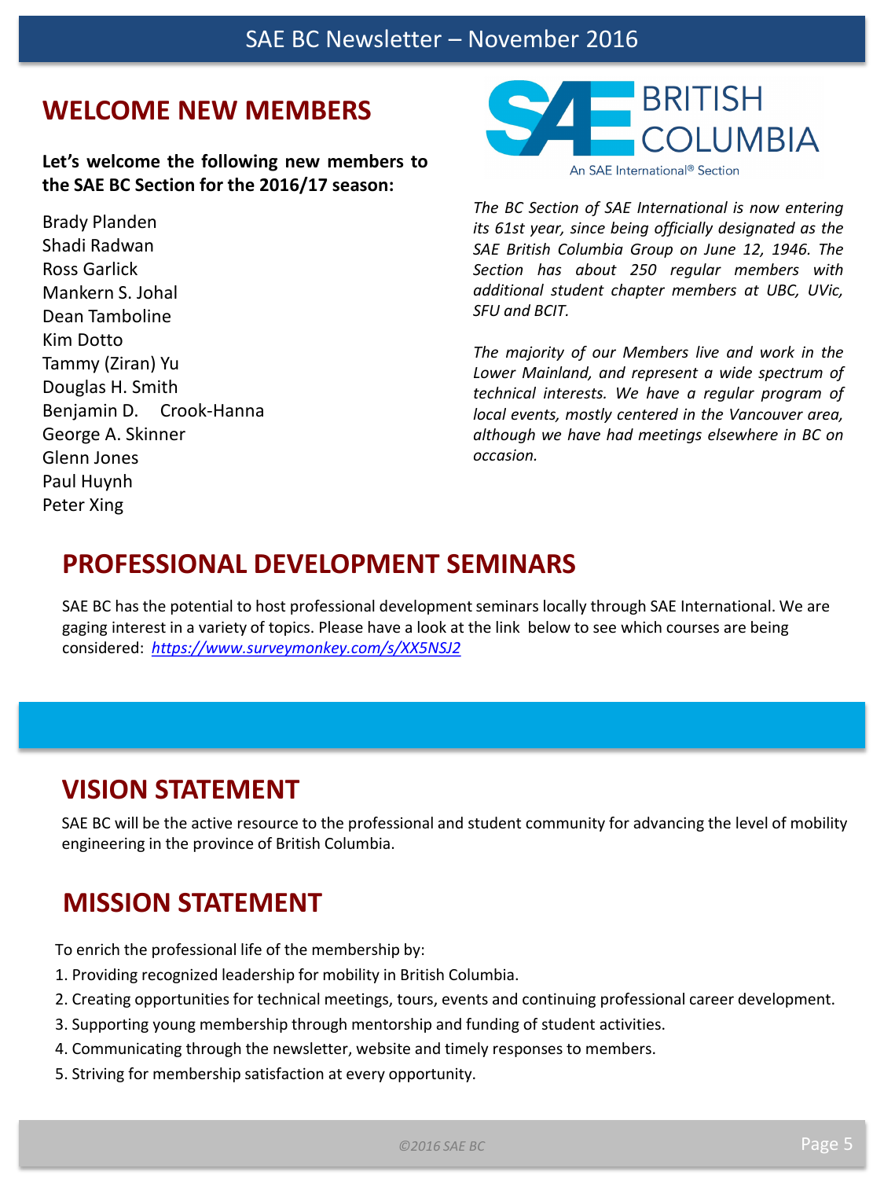## WELCOME NEW MEMBERS

**Let's welcome the following new members to the SAE BC Section for the 2016/17 season:**

Brady Planden  
Shadi Radwan  
Ross Garlick  
Mankern S. Johal  
Dean Tamboline  
Kim Dotto  
Tammy (Ziran) Yu  
Douglas H. Smith  
Benjamin D. Crook-Hanna  
George A. Skinner  
Glenn Jones  
Paul Huynh  
Peter Xing

BRITISH COLUMBIA  
An SAE International® Section

*The BC Section of SAE International is now entering its 61st year, since being officially designated as the SAE British Columbia Group on June 12, 1946. The Section has about 250 regular members with additional student chapter members at UBC, UVic, SFU and BCIT.*

*The majority of our Members live and work in the Lower Mainland, and represent a wide spectrum of technical interests. We have a regular program of local events, mostly centered in the Vancouver area, although we have had meetings elsewhere in BC on occasion.*

## PROFESSIONAL DEVELOPMENT SEMINARS

SAE BC has the potential to host professional development seminars locally through SAE International. We are gaging interest in a variety of topics. Please have a look at the link below to see which courses are being considered: *https://www.surveymonkey.com/s/XX5NSJ2*

## VISION STATEMENT

SAE BC will be the active resource to the professional and student community for advancing the level of mobility engineering in the province of British Columbia.

## MISSION STATEMENT

To enrich the professional life of the membership by:

1. Providing recognized leadership for mobility in British Columbia.
2. Creating opportunities for technical meetings, tours, events and continuing professional career development.
3. Supporting young membership through mentorship and funding of student activities.
4. Communicating through the newsletter, website and timely responses to members.
5. Striving for membership satisfaction at every opportunity.